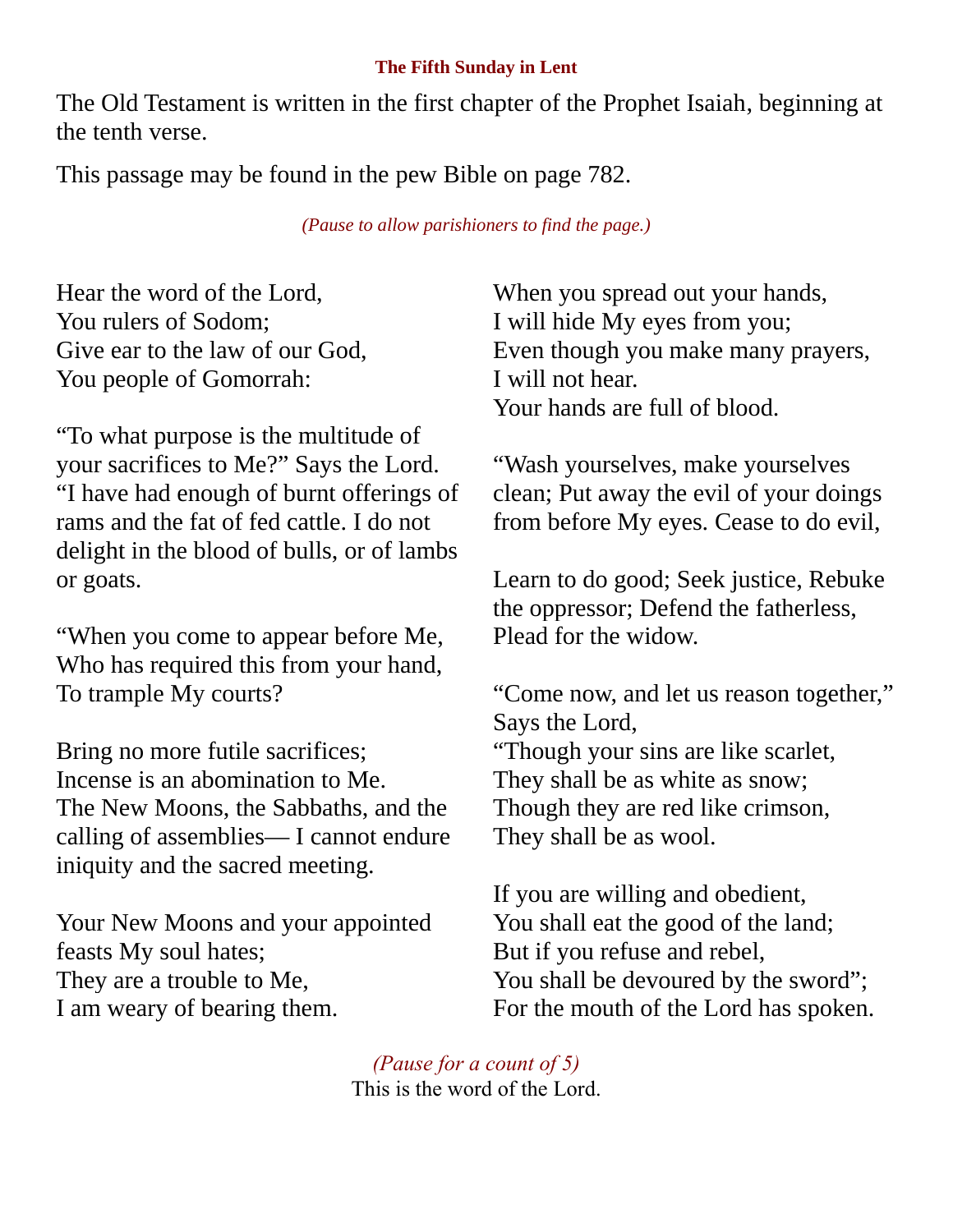### The Fifth Sunday in Lent

The Old Testament is written in the first chapter of the Prophet Isaiah, beginning at the tenth verse.

This passage may be found in the pew Bible on page 782.

*(Pause to allow parishioners to find the page.)*

Hear the word of the Lord,
You rulers of Sodom;
Give ear to the law of our God,
You people of Gomorrah:

“To what purpose is the multitude of your sacrifices to Me?” Says the Lord. “I have had enough of burnt offerings of rams and the fat of fed cattle. I do not delight in the blood of bulls, or of lambs or goats.

“When you come to appear before Me,
Who has required this from your hand,
To trample My courts?

Bring no more futile sacrifices;
Incense is an abomination to Me.
The New Moons, the Sabbaths, and the calling of assemblies— I cannot endure iniquity and the sacred meeting.

Your New Moons and your appointed feasts My soul hates;
They are a trouble to Me,
I am weary of bearing them.

When you spread out your hands,
I will hide My eyes from you;
Even though you make many prayers,
I will not hear.
Your hands are full of blood.

“Wash yourselves, make yourselves clean; Put away the evil of your doings from before My eyes. Cease to do evil,

Learn to do good; Seek justice, Rebuke the oppressor; Defend the fatherless, Plead for the widow.

“Come now, and let us reason together,”
Says the Lord,
“Though your sins are like scarlet,
They shall be as white as snow;
Though they are red like crimson,
They shall be as wool.

If you are willing and obedient,
You shall eat the good of the land;
But if you refuse and rebel,
You shall be devoured by the sword”;
For the mouth of the Lord has spoken.

*(Pause for a count of 5)*

This is the word of the Lord.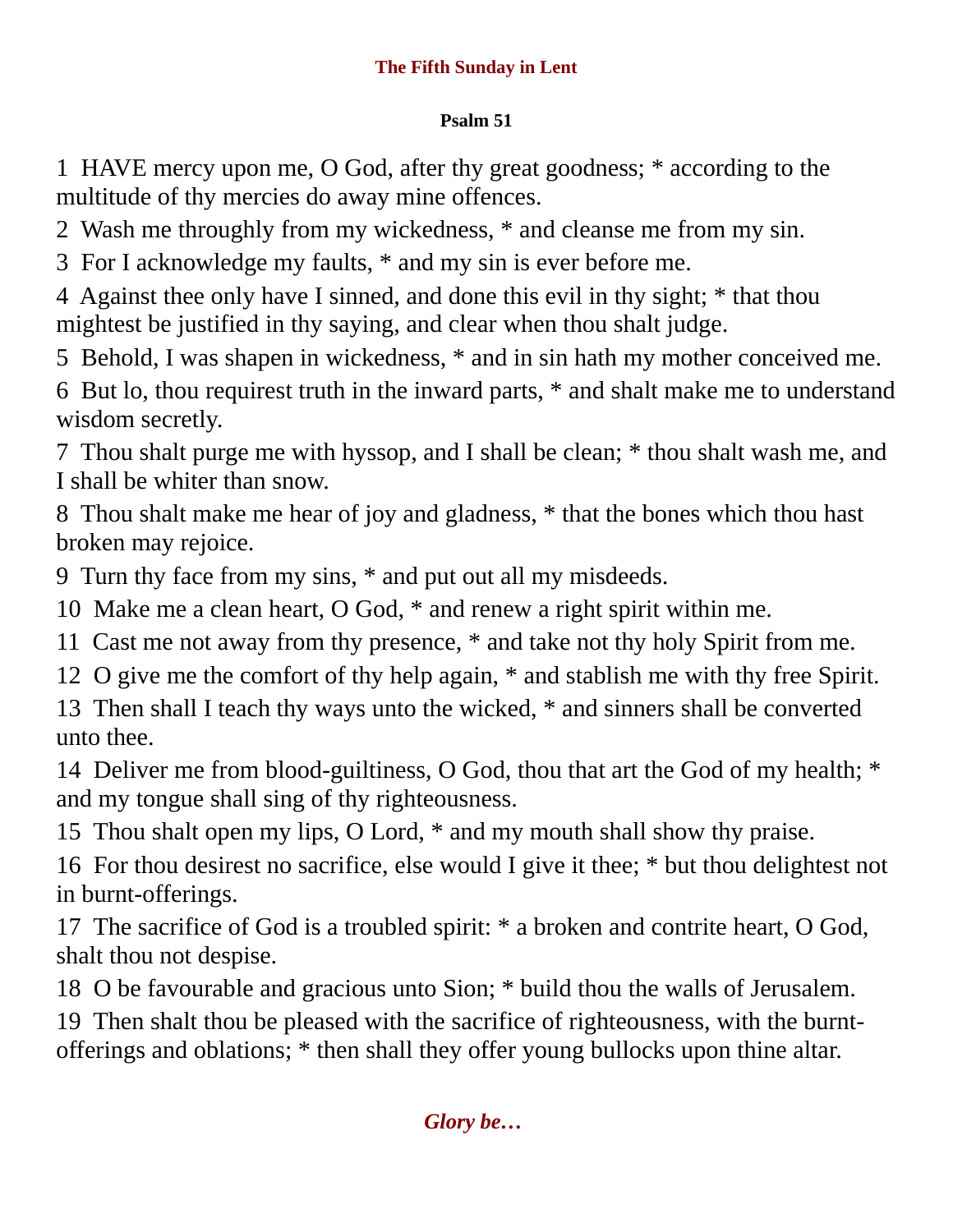## The Fifth Sunday in Lent

### Psalm 51

1 HAVE mercy upon me, O God, after thy great goodness; * according to the multitude of thy mercies do away mine offences.

2 Wash me throughly from my wickedness, * and cleanse me from my sin.

3 For I acknowledge my faults, * and my sin is ever before me.

4 Against thee only have I sinned, and done this evil in thy sight; * that thou mightest be justified in thy saying, and clear when thou shalt judge.

5 Behold, I was shapen in wickedness, * and in sin hath my mother conceived me.

6 But lo, thou requirest truth in the inward parts, * and shalt make me to understand wisdom secretly.

7 Thou shalt purge me with hyssop, and I shall be clean; * thou shalt wash me, and I shall be whiter than snow.

8 Thou shalt make me hear of joy and gladness, * that the bones which thou hast broken may rejoice.

9 Turn thy face from my sins, * and put out all my misdeeds.

10 Make me a clean heart, O God, * and renew a right spirit within me.

11 Cast me not away from thy presence, * and take not thy holy Spirit from me.

12 O give me the comfort of thy help again, * and stablish me with thy free Spirit.

13 Then shall I teach thy ways unto the wicked, * and sinners shall be converted unto thee.

14 Deliver me from blood-guiltiness, O God, thou that art the God of my health; * and my tongue shall sing of thy righteousness.

15 Thou shalt open my lips, O Lord, * and my mouth shall show thy praise.

16 For thou desirest no sacrifice, else would I give it thee; * but thou delightest not in burnt-offerings.

17 The sacrifice of God is a troubled spirit: * a broken and contrite heart, O God, shalt thou not despise.

18 O be favourable and gracious unto Sion; * build thou the walls of Jerusalem.

19 Then shalt thou be pleased with the sacrifice of righteousness, with the burnt-offerings and oblations; * then shall they offer young bullocks upon thine altar.

***Glory be…***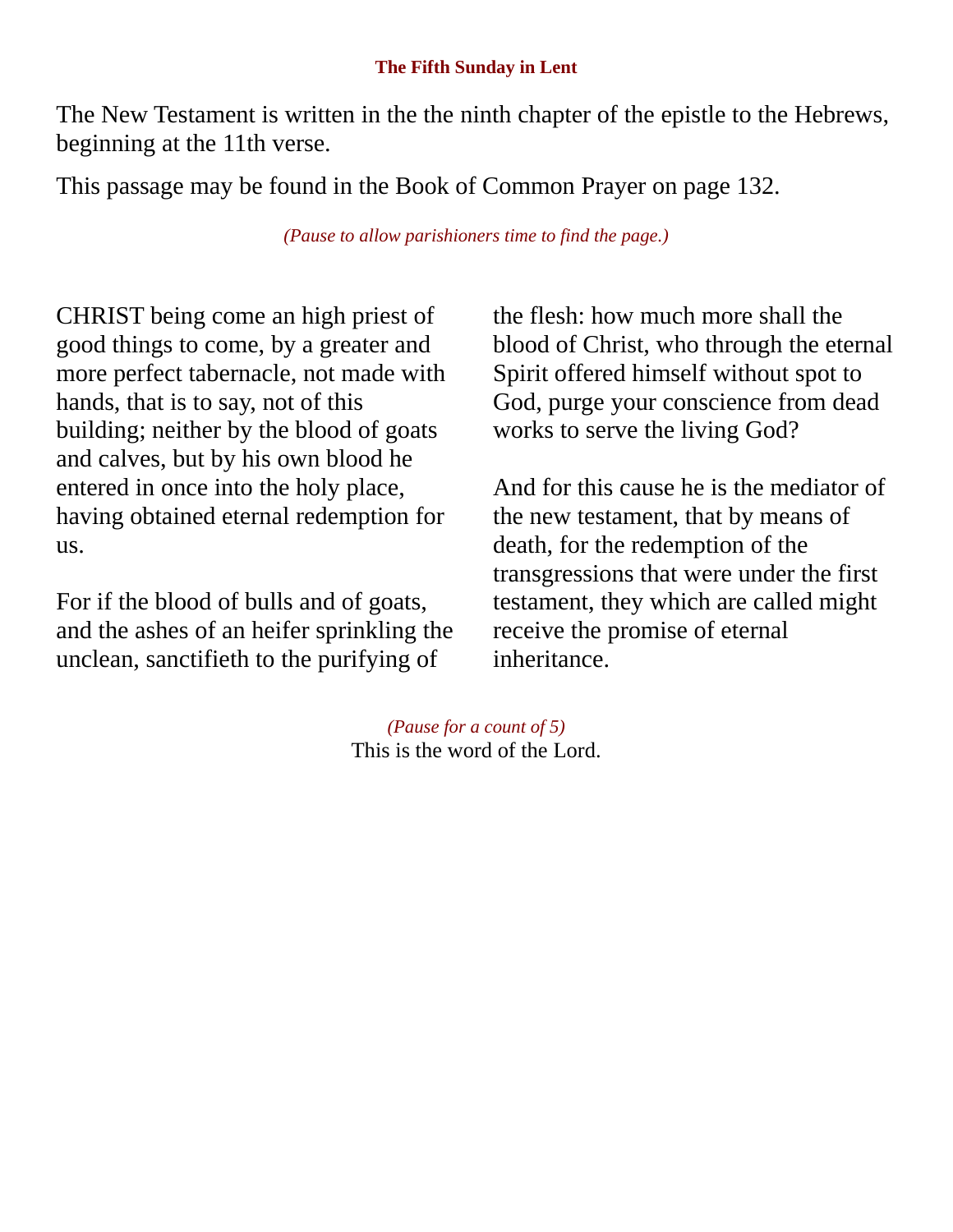### The Fifth Sunday in Lent

The New Testament is written in the the ninth chapter of the epistle to the Hebrews, beginning at the 11th verse.

This passage may be found in the Book of Common Prayer on page 132.

*(Pause to allow parishioners time to find the page.)*

CHRIST being come an high priest of good things to come, by a greater and more perfect tabernacle, not made with hands, that is to say, not of this building; neither by the blood of goats and calves, but by his own blood he entered in once into the holy place, having obtained eternal redemption for us.

For if the blood of bulls and of goats, and the ashes of an heifer sprinkling the unclean, sanctifieth to the purifying of the flesh: how much more shall the blood of Christ, who through the eternal Spirit offered himself without spot to God, purge your conscience from dead works to serve the living God?

And for this cause he is the mediator of the new testament, that by means of death, for the redemption of the transgressions that were under the first testament, they which are called might receive the promise of eternal inheritance.

*(Pause for a count of 5)*

This is the word of the Lord.